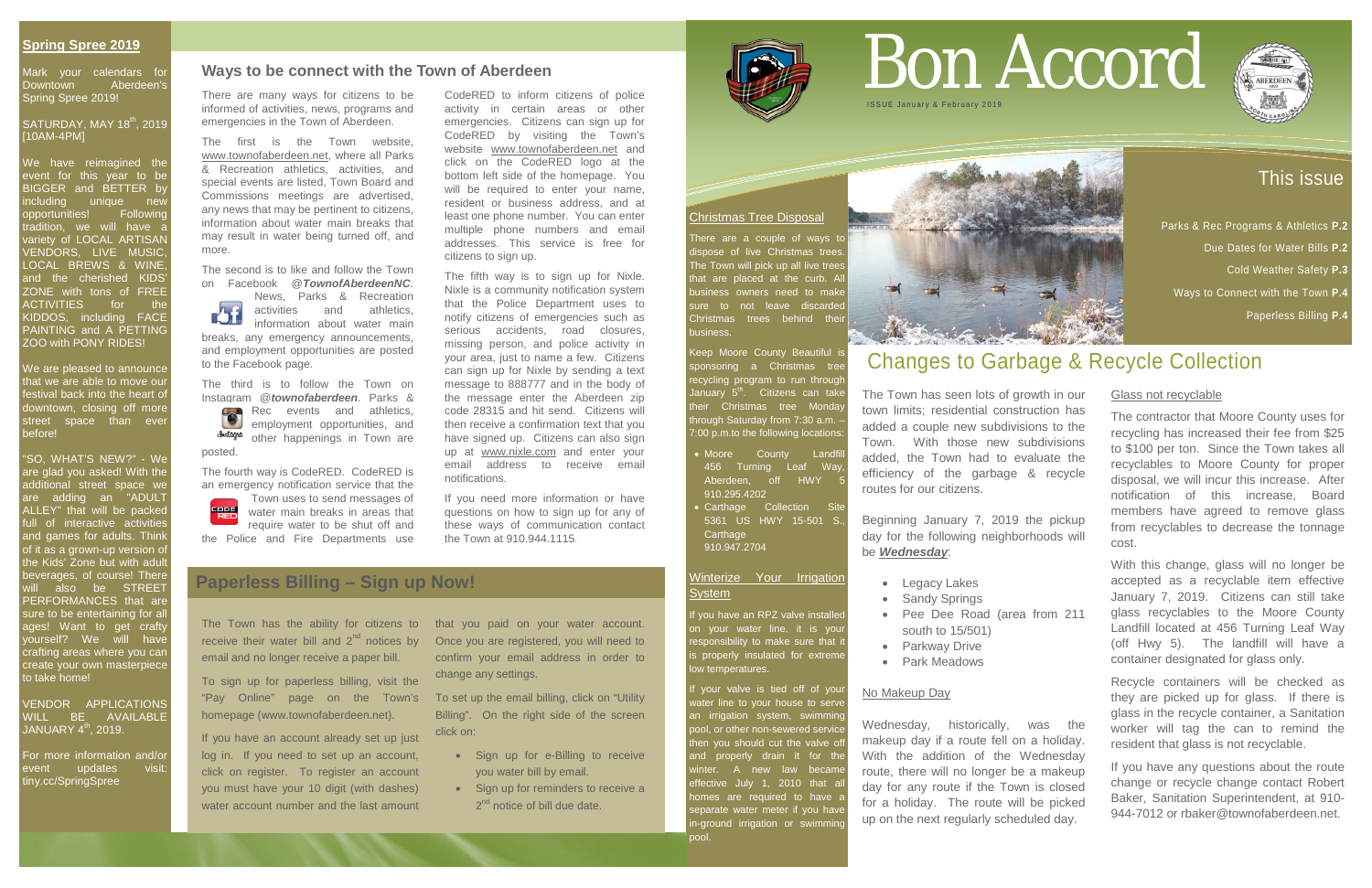# Bon Accord

ISSUE January & February 2019

## This issue

- Parks & Rec Programs & Athletics **P.2**
- Due Dates for Water Bills **P.2**
- Cold Weather Safety **P.3**
- Ways to Connect with the Town **P.4**
- Paperless Billing **P.4**

## Changes to Garbage & Recycle Collection

The Town has seen lots of growth in our town limits; residential construction has added a couple new subdivisions to the Town. With those new subdivisions added, the Town had to evaluate the efficiency of the garbage & recycle routes for our citizens.

Beginning January 7, 2019 the pickup day for the following neighborhoods will be ***Wednesday***:

- Legacy Lakes
- Sandy Springs
- Pee Dee Road (area from 211 south to 15/501)
- Parkway Drive
- Park Meadows

### No Makeup Day

Wednesday, historically, was the makeup day if a route fell on a holiday. With the addition of the Wednesday route, there will no longer be a makeup day for any route if the Town is closed for a holiday. The route will be picked up on the next regularly scheduled day.

### Glass not recyclable

The contractor that Moore County uses for recycling has increased their fee from $25 to $100 per ton. Since the Town takes all recyclables to Moore County for proper disposal, we will incur this increase. After notification of this increase, Board members have agreed to remove glass from recyclables to decrease the tonnage cost.

With this change, glass will no longer be accepted as a recyclable item effective January 7, 2019. Citizens can still take glass recyclables to the Moore County Landfill located at 456 Turning Leaf Way (off Hwy 5). The landfill will have a container designated for glass only.

Recycle containers will be checked as they are picked up for glass. If there is glass in the recycle container, a Sanitation worker will tag the can to remind the resident that glass is not recyclable.

If you have any questions about the route change or recycle change contact Robert Baker, Sanitation Superintendent, at 910-944-7012 or rbaker@townofaberdeen.net.

### Christmas Tree Disposal

There are a couple of ways to dispose of live Christmas trees. The Town will pick up all live trees that are placed at the curb. All business owners need to make sure to not leave discarded Christmas trees behind their business.

Keep Moore County Beautiful is sponsoring a Christmas tree recycling program to run through January 5th. Citizens can take their Christmas tree Monday through Saturday from 7:30 a.m. – 7:00 p.m.to the following locations:

- Moore County Landfill 456 Turning Leaf Way, Aberdeen, off HWY 5 910.295.4202
- Carthage Collection Site 5361 US HWY 15-501 S., Carthage 910.947.2704

### Winterize Your Irrigation System

If you have an RPZ valve installed on your water line, it is your responsibility to make sure that it is properly insulated for extreme low temperatures.

If your valve is tied off of your water line to your house to serve an irrigation system, swimming pool, or other non-sewered service then you should cut the valve off and properly drain it for the winter. A new law became effective July 1, 2010 that all homes are required to have a separate water meter if you have in-ground irrigation or swimming pool.

## Spring Spree 2019

Mark your calendars for Downtown Aberdeen's Spring Spree 2019!

SATURDAY, MAY 18th, 2019 [10AM-4PM]

We have reimagined the event for this year to be BIGGER and BETTER by including unique new opportunities! Following tradition, we will have a variety of LOCAL ARTISAN VENDORS, LIVE MUSIC, LOCAL BREWS & WINE, and the cherished KIDS' ZONE with tons of FREE ACTIVITIES for the KIDDOS, including FACE PAINTING and A PETTING ZOO with PONY RIDES!

We are pleased to announce that we are able to move our festival back into the heart of downtown, closing off more street space than ever before!

"SO, WHAT'S NEW?" - We are glad you asked! With the additional street space we are adding an "ADULT ALLEY" that will be packed full of interactive activities and games for adults. Think of it as a grown-up version of the Kids' Zone but with adult beverages, of course! There will also be STREET PERFORMANCES that are sure to be entertaining for all ages! Want to get crafty yourself? We will have crafting areas where you can create your own masterpiece to take home!

VENDOR APPLICATIONS WILL BE AVAILABLE JANUARY 4th, 2019.

For more information and/or event updates visit: tiny.cc/SpringSpree

## Ways to be connect with the Town of Aberdeen

There are many ways for citizens to be informed of activities, news, programs and emergencies in the Town of Aberdeen.

The first is the Town website, www.townofaberdeen.net, where all Parks & Recreation athletics, activities, and special events are listed, Town Board and Commissions meetings are advertised, any news that may be pertinent to citizens, information about water main breaks that may result in water being turned off, and more.

The second is to like and follow the Town on Facebook ***@TownofAberdeenNC***. News, Parks & Recreation activities and athletics, information about water main breaks, any emergency announcements, and employment opportunities are posted to the Facebook page.

The third is to follow the Town on Instagram ***@townofaberdeen***. Parks & Rec events and athletics, employment opportunities, and other happenings in Town are posted.

The fourth way is CodeRED. CodeRED is an emergency notification service that the Town uses to send messages of water main breaks in areas that require water to be shut off and the Police and Fire Departments use CodeRED to inform citizens of police activity in certain areas or other emergencies. Citizens can sign up for CodeRED by visiting the Town's website www.townofaberdeen.net and click on the CodeRED logo at the bottom left side of the homepage. You will be required to enter your name, resident or business address, and at least one phone number. You can enter multiple phone numbers and email addresses. This service is free for citizens to sign up.

The fifth way is to sign up for Nixle. Nixle is a community notification system that the Police Department uses to notify citizens of emergencies such as serious accidents, road closures, missing person, and police activity in your area, just to name a few. Citizens can sign up for Nixle by sending a text message to 888777 and in the body of the message enter the Aberdeen zip code 28315 and hit send. Citizens will then receive a confirmation text that you have signed up. Citizens can also sign up at www.nixle.com and enter your email address to receive email notifications.

If you need more information or have questions on how to sign up for any of these ways of communication contact the Town at 910.944.1115.

## Paperless Billing – Sign up Now!

The Town has the ability for citizens to receive their water bill and 2nd notices by email and no longer receive a paper bill.

To sign up for paperless billing, visit the "Pay Online" page on the Town's homepage (www.townofaberdeen.net).

If you have an account already set up just log in. If you need to set up an account, click on register. To register an account you must have your 10 digit (with dashes) water account number and the last amount that you paid on your water account. Once you are registered, you will need to confirm your email address in order to change any settings.

To set up the email billing, click on "Utility Billing". On the right side of the screen click on:

- Sign up for e-Billing to receive you water bill by email.
- Sign up for reminders to receive a 2nd notice of bill due date.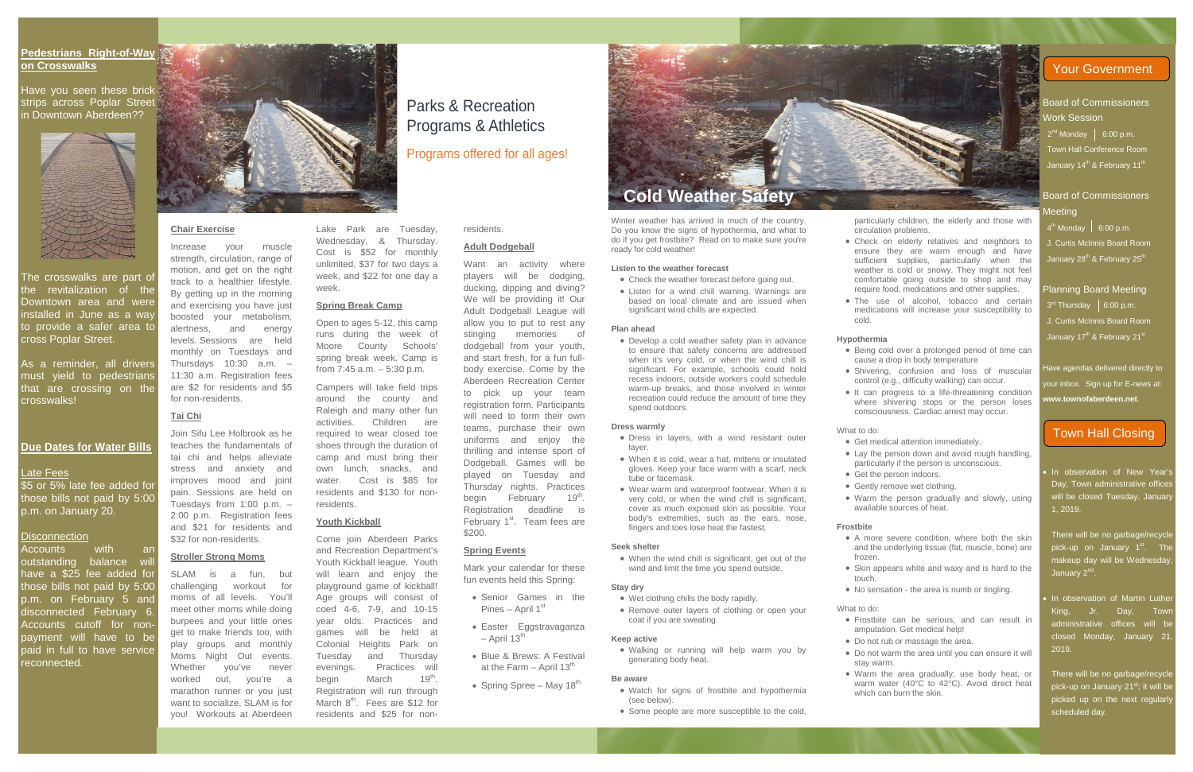## Pedestrians Right-of-Way on Crosswalks

Have you seen these brick strips across Poplar Street in Downtown Aberdeen??

The crosswalks are part of the revitalization of the Downtown area and were installed in June as a way to provide a safer area to cross Poplar Street.

As a reminder, all drivers must yield to pedestrians that are crossing on the crosswalks!

## Due Dates for Water Bills

### Late Fees

$5 or 5% late fee added for those bills not paid by 5:00 p.m. on January 20.

### Disconnection

Accounts with an outstanding balance will have a $25 fee added for those bills not paid by 5:00 p.m. on February 5 and disconnected February 6. Accounts cutoff for non-payment will have to be paid in full to have service reconnected.

# Parks & Recreation Programs & Athletics

Programs offered for all ages!

### Chair Exercise

Increase your muscle strength, circulation, range of motion, and get on the right track to a healthier lifestyle. By getting up in the morning and exercising you have just boosted your metabolism, alertness, and energy levels. Sessions are held monthly on Tuesdays and Thursdays 10:30 a.m. – 11:30 a.m. Registration fees are $2 for residents and $5 for non-residents.

### Tai Chi

Join Sifu Lee Holbrook as he teaches the fundamentals of tai chi and helps alleviate stress and anxiety and improves mood and joint pain. Sessions are held on Tuesdays from 1:00 p.m. – 2:00 p.m. Registration fees and $21 for residents and $32 for non-residents.

### Stroller Strong Moms

SLAM is a fun, but challenging workout for moms of all levels. You'll meet other moms while doing burpees and your little ones get to make friends too, with play groups and monthly Moms Night Out events. Whether you've never worked out, you're a marathon runner or you just want to socialize, SLAM is for you! Workouts at Aberdeen Lake Park are Tuesday, Wednesday, & Thursday. Cost is $52 for monthly unlimited, $37 for two days a week, and $22 for one day a week.

### Spring Break Camp

Open to ages 5-12, this camp runs during the week of Moore County Schools' spring break week. Camp is from 7:45 a.m. – 5:30 p.m.

Campers will take field trips around the county and Raleigh and many other fun activities. Children are required to wear closed toe shoes through the duration of camp and must bring their own lunch, snacks, and water. Cost is $85 for residents and $130 for non-residents.

### Youth Kickball

Come join Aberdeen Parks and Recreation Department's Youth Kickball league. Youth will learn and enjoy the playground game of kickball! Age groups will consist of coed 4-6, 7-9, and 10-15 year olds. Practices and games will be held at Colonial Heights Park on Tuesday and Thursday evenings. Practices will begin March 19th. Registration will run through March 8th. Fees are $12 for residents and $25 for non-residents.

### Adult Dodgeball

Want an activity where players will be dodging, ducking, dipping and diving? We will be providing it! Our Adult Dodgeball League will allow you to put to rest any stinging memories of dodgeball from your youth, and start fresh, for a fun full-body exercise. Come by the Aberdeen Recreation Center to pick up your team registration form. Participants will need to form their own teams, purchase their own uniforms and enjoy the thrilling and intense sport of Dodgeball. Games will be played on Tuesday and Thursday nights. Practices begin February 19th. Registration deadline is February 1st. Team fees are $200.

### Spring Events

Mark your calendar for these fun events held this Spring:

- Senior Games in the Pines – April 1st
- Easter Eggstravaganza – April 13th
- Blue & Brews: A Festival at the Farm – April 13th
- Spring Spree – May 18th

# Cold Weather Safety

Winter weather has arrived in much of the country. Do you know the signs of hypothermia, and what to do if you get frostbite? Read on to make sure you're ready for cold weather!

### Listen to the weather forecast

- Check the weather forecast before going out.
- Listen for a wind chill warning. Warnings are based on local climate and are issued when significant wind chills are expected.

### Plan ahead

- Develop a cold weather safety plan in advance to ensure that safety concerns are addressed when it's very cold, or when the wind chill is significant. For example, schools could hold recess indoors, outside workers could schedule warm-up breaks, and those involved in winter recreation could reduce the amount of time they spend outdoors.

### Dress warmly

- Dress in layers, with a wind resistant outer layer.
- When it is cold, wear a hat, mittens or insulated gloves. Keep your face warm with a scarf, neck tube or facemask.
- Wear warm and waterproof footwear. When it is very cold, or when the wind chill is significant, cover as much exposed skin as possible. Your body's extremities, such as the ears, nose, fingers and toes lose heat the fastest.

### Seek shelter

- When the wind chill is significant, get out of the wind and limit the time you spend outside.

### Stay dry

- Wet clothing chills the body rapidly.
- Remove outer layers of clothing or open your coat if you are sweating.

### Keep active

- Walking or running will help warm you by generating body heat.

### Be aware

- Watch for signs of frostbite and hypothermia (see below).
- Some people are more susceptible to the cold, particularly children, the elderly and those with circulation problems.
- Check on elderly relatives and neighbors to ensure they are warm enough and have sufficient supplies, particularly when the weather is cold or snowy. They might not feel comfortable going outside to shop and may require food, medications and other supplies.
- The use of alcohol, tobacco and certain medications will increase your susceptibility to cold.

### Hypothermia

- Being cold over a prolonged period of time can cause a drop in body temperature
- Shivering, confusion and loss of muscular control (e.g., difficulty walking) can occur.
- It can progress to a life-threatening condition where shivering stops or the person loses consciousness. Cardiac arrest may occur.

What to do:

- Get medical attention immediately.
- Lay the person down and avoid rough handling, particularly if the person is unconscious.
- Get the person indoors.
- Gently remove wet clothing.
- Warm the person gradually and slowly, using available sources of heat.

### Frostbite

- A more severe condition, where both the skin and the underlying tissue (fat, muscle, bone) are frozen.
- Skin appears white and waxy and is hard to the touch.
- No sensation - the area is numb or tingling.

What to do:

- Frostbite can be serious, and can result in amputation. Get medical help!
- Do not rub or massage the area.
- Do not warm the area until you can ensure it will stay warm.
- Warm the area gradually; use body heat, or warm water (40°C to 42°C). Avoid direct heat which can burn the skin.

## Your Government

### Board of Commissioners Work Session

2nd Monday | 6:00 p.m.

Town Hall Conference Room

January 14th & February 11th

### Board of Commissioners Meeting

4th Monday | 6:00 p.m.

J. Curtis McInnis Board Room

January 28th & February 25th

### Planning Board Meeting

3rd Thursday | 6:00 p.m.

J. Curtis McInnis Board Room

January 17th & February 21st

Have agendas delivered directly to your inbox. Sign up for E-news at: **www.townofaberdeen.net**.

## Town Hall Closing

- In observation of New Year's Day, Town administrative offices will be closed Tuesday, January 1, 2019.

  There will be no garbage/recycle pick-up on January 1st. The makeup day will be Wednesday, January 2nd.

- In observation of Martin Luther King, Jr. Day, Town administrative offices will be closed Monday, January 21, 2019.

  There will be no garbage/recycle pick-up on January 21st; it will be picked up on the next regularly scheduled day.